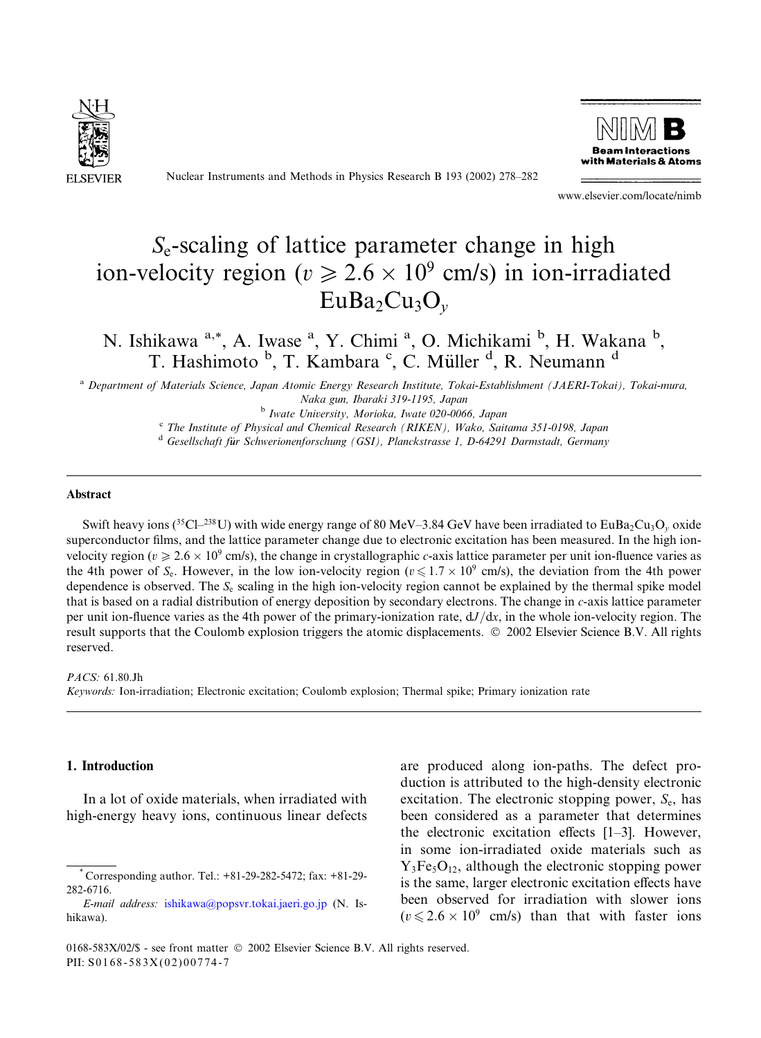# $S_e$-scaling of lattice parameter change in high ion-velocity region ($v \geqslant 2.6 \times 10^9$ cm/s) in ion-irradiated $EuBa_2Cu_3O_y$

N. Ishikawa [a,*], A. Iwase [a], Y. Chimi [a], O. Michikami [b], H. Wakana [b], T. Hashimoto [b], T. Kambara [c], C. Müller [d], R. Neumann [d]

[a] Department of Materials Science, Japan Atomic Energy Research Institute, Tokai-Establishment (JAERI-Tokai), Tokai-mura, Naka gun, Ibaraki 319-1195, Japan

[b] Iwate University, Morioka, Iwate 020-0066, Japan

[c] The Institute of Physical and Chemical Research (RIKEN), Wako, Saitama 351-0198, Japan

[d] Gesellschaft für Schwerionenforschung (GSI), Planckstrasse 1, D-64291 Darmstadt, Germany

## Abstract

Swift heavy ions ($^{35}$Cl–$^{238}$U) with wide energy range of 80 MeV–3.84 GeV have been irradiated to $EuBa_2Cu_3O_y$ oxide superconductor films, and the lattice parameter change due to electronic excitation has been measured. In the high ion-velocity region ($v \geqslant 2.6 \times 10^9$ cm/s), the change in crystallographic $c$-axis lattice parameter per unit ion-fluence varies as the 4th power of $S_e$. However, in the low ion-velocity region ($v \leqslant 1.7 \times 10^9$ cm/s), the deviation from the 4th power dependence is observed. The $S_e$ scaling in the high ion-velocity region cannot be explained by the thermal spike model that is based on a radial distribution of energy deposition by secondary electrons. The change in $c$-axis lattice parameter per unit ion-fluence varies as the 4th power of the primary-ionization rate, $dJ/dx$, in the whole ion-velocity region. The result supports that the Coulomb explosion triggers the atomic displacements. © 2002 Elsevier Science B.V. All rights reserved.

*PACS:* 61.80.Jh

*Keywords:* Ion-irradiation; Electronic excitation; Coulomb explosion; Thermal spike; Primary ionization rate

## 1. Introduction

In a lot of oxide materials, when irradiated with high-energy heavy ions, continuous linear defects are produced along ion-paths. The defect production is attributed to the high-density electronic excitation. The electronic stopping power, $S_e$, has been considered as a parameter that determines the electronic excitation effects [1–3]. However, in some ion-irradiated oxide materials such as $Y_3Fe_5O_{12}$, although the electronic stopping power is the same, larger electronic excitation effects have been observed for irradiation with slower ions ($v \leqslant 2.6 \times 10^9$ cm/s) than that with faster ions

---

* Corresponding author. Tel.: +81-29-282-5472; fax: +81-29-282-6716.

*E-mail address:* ishikawa@popsvr.tokai.jaeri.go.jp (N. Ishikawa).

0168-583X/02/$ - see front matter © 2002 Elsevier Science B.V. All rights reserved.
PII: S0168-583X(02)00774-7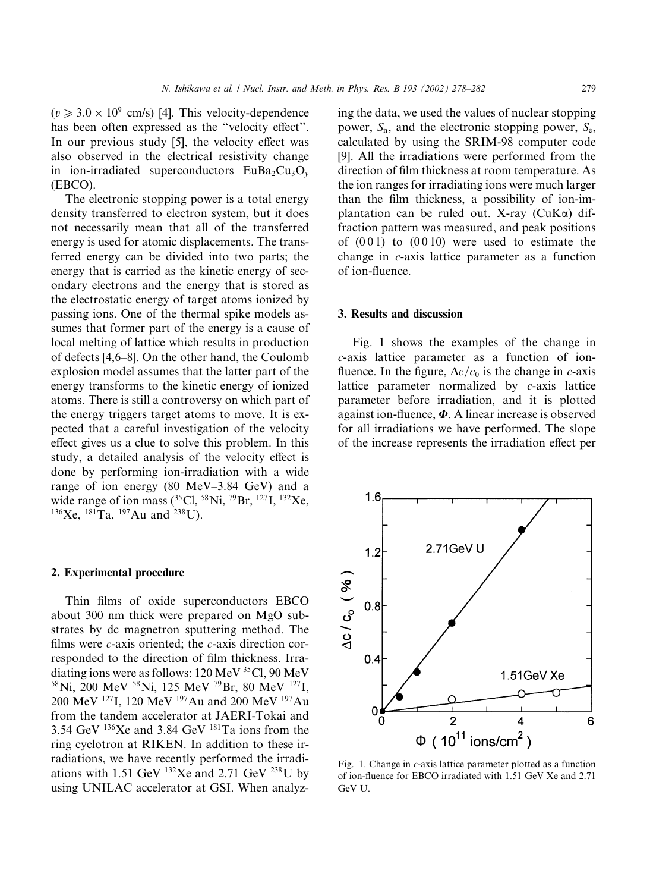($v \geqslant 3.0 \times 10^9$ cm/s) [4]. This velocity-dependence has been often expressed as the "velocity effect". In our previous study [5], the velocity effect was also observed in the electrical resistivity change in ion-irradiated superconductors $EuBa_2Cu_3O_y$ (EBCO).

The electronic stopping power is a total energy density transferred to electron system, but it does not necessarily mean that all of the transferred energy is used for atomic displacements. The transferred energy can be divided into two parts; the energy that is carried as the kinetic energy of secondary electrons and the energy that is stored as the electrostatic energy of target atoms ionized by passing ions. One of the thermal spike models assumes that former part of the energy is a cause of local melting of lattice which results in production of defects [4,6–8]. On the other hand, the Coulomb explosion model assumes that the latter part of the energy transforms to the kinetic energy of ionized atoms. There is still a controversy on which part of the energy triggers target atoms to move. It is expected that a careful investigation of the velocity effect gives us a clue to solve this problem. In this study, a detailed analysis of the velocity effect is done by performing ion-irradiation with a wide range of ion energy (80 MeV–3.84 GeV) and a wide range of ion mass ($^{35}$Cl, $^{58}$Ni, $^{79}$Br, $^{127}$I, $^{132}$Xe, $^{136}$Xe, $^{181}$Ta, $^{197}$Au and $^{238}$U).

## 2. Experimental procedure

Thin films of oxide superconductors EBCO about 300 nm thick were prepared on MgO substrates by dc magnetron sputtering method. The films were *c*-axis oriented; the *c*-axis direction corresponded to the direction of film thickness. Irradiating ions were as follows: 120 MeV $^{35}$Cl, 90 MeV $^{58}$Ni, 200 MeV $^{58}$Ni, 125 MeV $^{79}$Br, 80 MeV $^{127}$I, 200 MeV $^{127}$I, 120 MeV $^{197}$Au and 200 MeV $^{197}$Au from the tandem accelerator at JAERI-Tokai and 3.54 GeV $^{136}$Xe and 3.84 GeV $^{181}$Ta ions from the ring cyclotron at RIKEN. In addition to these irradiations, we have recently performed the irradiations with 1.51 GeV $^{132}$Xe and 2.71 GeV $^{238}$U by using UNILAC accelerator at GSI. When analyzing the data, we used the values of nuclear stopping power, $S_n$, and the electronic stopping power, $S_e$, calculated by using the SRIM-98 computer code [9]. All the irradiations were performed from the direction of film thickness at room temperature. As the ion ranges for irradiating ions were much larger than the film thickness, a possibility of ion-implantation can be ruled out. X-ray (CuKα) diffraction pattern was measured, and peak positions of (0 0 1) to (0 0 10) were used to estimate the change in *c*-axis lattice parameter as a function of ion-fluence.

## 3. Results and discussion

Fig. 1 shows the examples of the change in *c*-axis lattice parameter as a function of ion-fluence. In the figure, $\Delta c/c_0$ is the change in *c*-axis lattice parameter normalized by *c*-axis lattice parameter before irradiation, and it is plotted against ion-fluence, $\boldsymbol{\Phi}$. A linear increase is observed for all irradiations we have performed. The slope of the increase represents the irradiation effect per

2.71GeV U
1.51GeV Xe
Δc / c₀ ( % )
Φ ( 10¹¹ ions/cm² )

Fig. 1. Change in *c*-axis lattice parameter plotted as a function of ion-fluence for EBCO irradiated with 1.51 GeV Xe and 2.71 GeV U.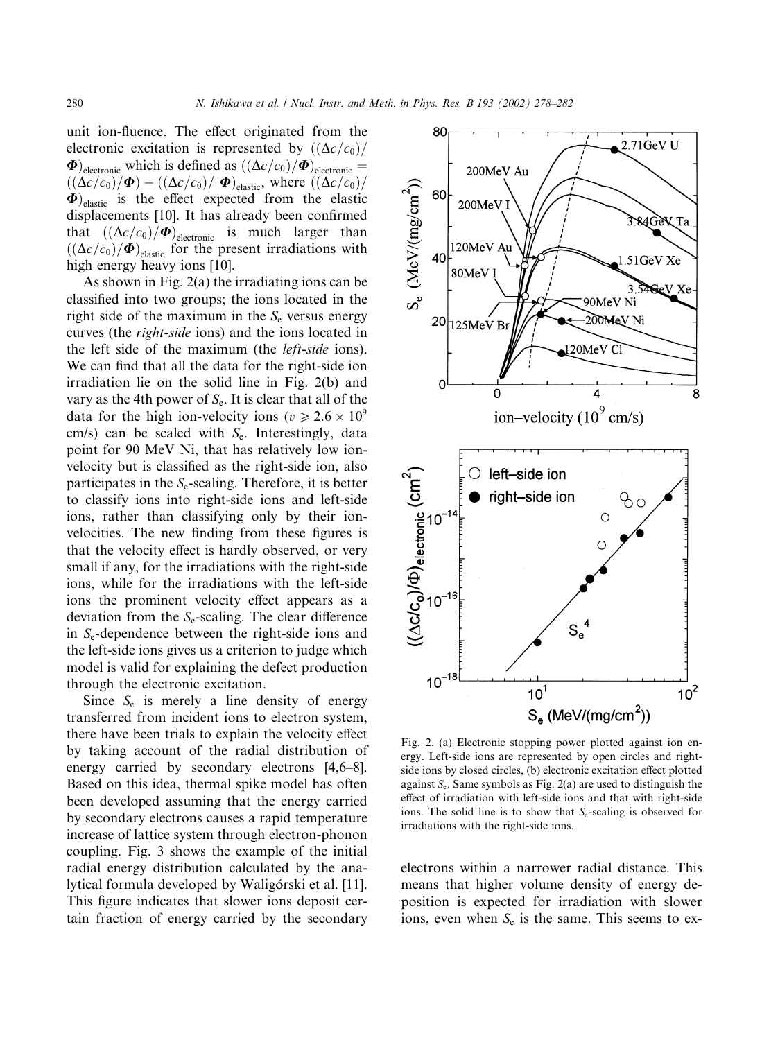unit ion-fluence. The effect originated from the electronic excitation is represented by $((\Delta c/c_0)/\Phi)_{\text{electronic}}$ which is defined as $((\Delta c/c_0)/\Phi)_{\text{electronic}} = ((\Delta c/c_0)/\Phi) - ((\Delta c/c_0)/\Phi)_{\text{elastic}}$, where $((\Delta c/c_0)/\Phi)_{\text{elastic}}$ is the effect expected from the elastic displacements [10]. It has already been confirmed that $((\Delta c/c_0)/\Phi)_{\text{electronic}}$ is much larger than $((\Delta c/c_0)/\Phi)_{\text{elastic}}$ for the present irradiations with high energy heavy ions [10].

As shown in Fig. 2(a) the irradiating ions can be classified into two groups; the ions located in the right side of the maximum in the $S_e$ versus energy curves (the *right-side* ions) and the ions located in the left side of the maximum (the *left-side* ions). We can find that all the data for the right-side ion irradiation lie on the solid line in Fig. 2(b) and vary as the 4th power of $S_e$. It is clear that all of the data for the high ion-velocity ions ($v \geqslant 2.6 \times 10^9$ cm/s) can be scaled with $S_e$. Interestingly, data point for 90 MeV Ni, that has relatively low ion-velocity but is classified as the right-side ion, also participates in the $S_e$-scaling. Therefore, it is better to classify ions into right-side ions and left-side ions, rather than classifying only by their ion-velocities. The new finding from these figures is that the velocity effect is hardly observed, or very small if any, for the irradiations with the right-side ions, while for the irradiations with the left-side ions the prominent velocity effect appears as a deviation from the $S_e$-scaling. The clear difference in $S_e$-dependence between the right-side ions and the left-side ions gives us a criterion to judge which model is valid for explaining the defect production through the electronic excitation.

Since $S_e$ is merely a line density of energy transferred from incident ions to electron system, there have been trials to explain the velocity effect by taking account of the radial distribution of energy carried by secondary electrons [4,6–8]. Based on this idea, thermal spike model has often been developed assuming that the energy carried by secondary electrons causes a rapid temperature increase of lattice system through electron-phonon coupling. Fig. 3 shows the example of the initial radial energy distribution calculated by the analytical formula developed by Waligórski et al. [11]. This figure indicates that slower ions deposit certain fraction of energy carried by the secondary electrons within a narrower radial distance. This means that higher volume density of energy deposition is expected for irradiation with slower ions, even when $S_e$ is the same. This seems to ex-

$S_e$ (MeV/(mg/cm$^2$))
ion–velocity ($10^9$ cm/s)
2.71GeV U
200MeV Au
200MeV I
3.84GeV Ta
120MeV Au
80MeV I
1.51GeV Xe
3.54GeV Xe
90MeV Ni
125MeV Br
200MeV Ni
120MeV Cl

○ left–side ion
● right–side ion
$((\Delta c/c_0)/\Phi)_{\text{electronic}}$ (cm$^2$)
$S_e^4$
$S_e$ (MeV/(mg/cm$^2$))

Fig. 2. (a) Electronic stopping power plotted against ion energy. Left-side ions are represented by open circles and right-side ions by closed circles, (b) electronic excitation effect plotted against $S_e$. Same symbols as Fig. 2(a) are used to distinguish the effect of irradiation with left-side ions and that with right-side ions. The solid line is to show that $S_e$-scaling is observed for irradiations with the right-side ions.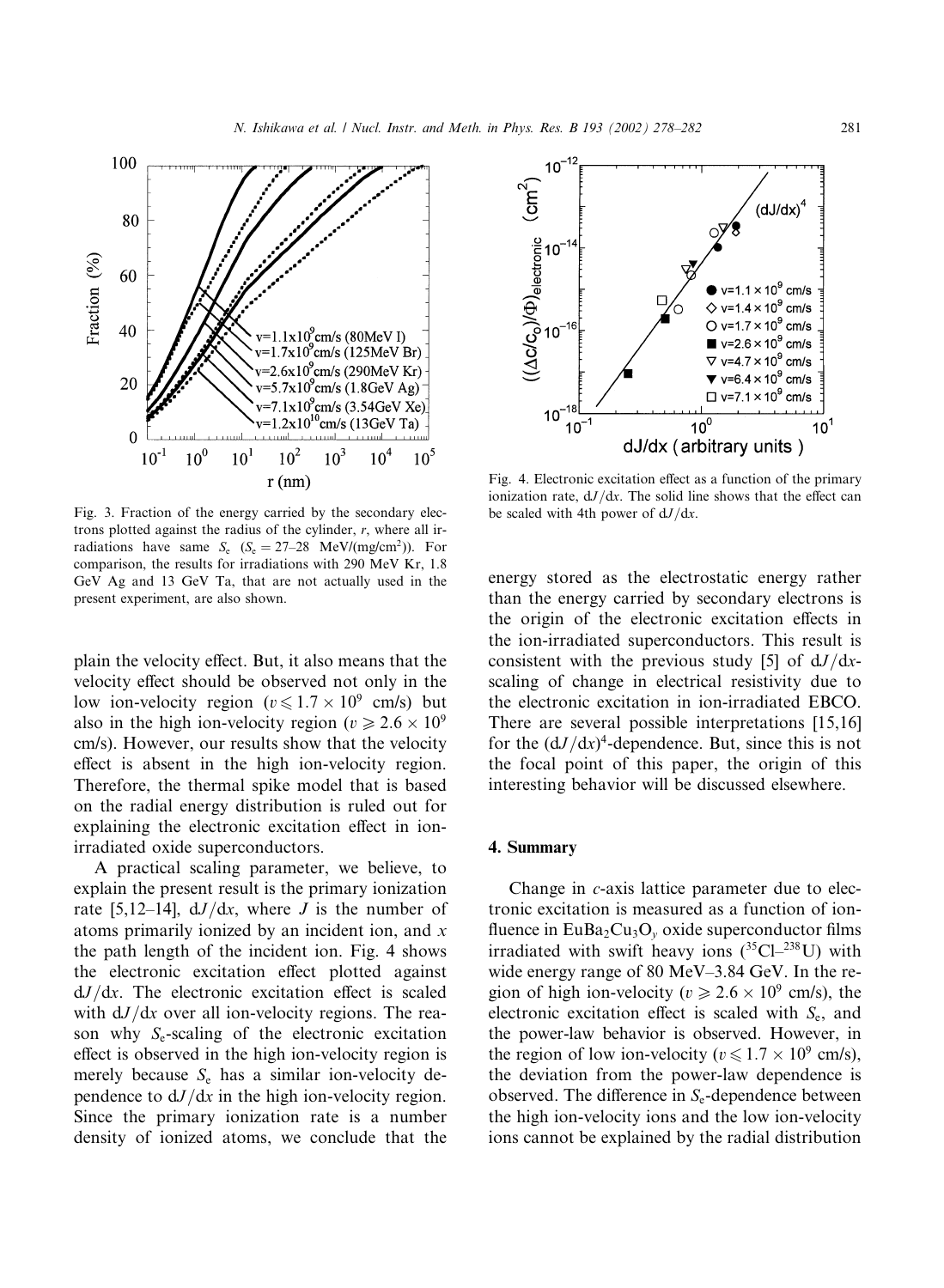100

80

60

40

20

0

Fraction (%)

$10^{-1}$ $10^{0}$ $10^{1}$ $10^{2}$ $10^{3}$ $10^{4}$ $10^{5}$

r (nm)

v=1.1x10$^9$cm/s (80MeV I)

v=1.7x10$^9$cm/s (125MeV Br)

v=2.6x10$^9$cm/s (290MeV Kr)

v=5.7x10$^9$cm/s (1.8GeV Ag)

v=7.1x10$^9$cm/s (3.54GeV Xe)

v=1.2x10$^{10}$cm/s (13GeV Ta)

Fig. 3. Fraction of the energy carried by the secondary electrons plotted against the radius of the cylinder, $r$, where all irradiations have same $S_e$ ($S_e = 27$–$28$ MeV/(mg/cm$^2$)). For comparison, the results for irradiations with 290 MeV Kr, 1.8 GeV Ag and 13 GeV Ta, that are not actually used in the present experiment, are also shown.

$10^{-12}$

$10^{-14}$

$10^{-16}$

$10^{-18}$

$((\Delta c/c_0)/\Phi)_{electronic}$ (cm$^2$)

$10^{-1}$ $10^{0}$ $10^{1}$

dJ/dx ( arbitrary units )

(dJ/dx)$^4$

● v=1.1 × 10$^9$ cm/s

◇ v=1.4 × 10$^9$ cm/s

○ v=1.7 × 10$^9$ cm/s

■ v=2.6 × 10$^9$ cm/s

▽ v=4.7 × 10$^9$ cm/s

▼ v=6.4 × 10$^9$ cm/s

□ v=7.1 × 10$^9$ cm/s

Fig. 4. Electronic excitation effect as a function of the primary ionization rate, $dJ/dx$. The solid line shows that the effect can be scaled with 4th power of $dJ/dx$.

plain the velocity effect. But, it also means that the velocity effect should be observed not only in the low ion-velocity region ($v \leqslant 1.7 \times 10^9$ cm/s) but also in the high ion-velocity region ($v \geqslant 2.6 \times 10^9$ cm/s). However, our results show that the velocity effect is absent in the high ion-velocity region. Therefore, the thermal spike model that is based on the radial energy distribution is ruled out for explaining the electronic excitation effect in ion-irradiated oxide superconductors.

A practical scaling parameter, we believe, to explain the present result is the primary ionization rate [5,12–14], $dJ/dx$, where $J$ is the number of atoms primarily ionized by an incident ion, and $x$ the path length of the incident ion. Fig. 4 shows the electronic excitation effect plotted against $dJ/dx$. The electronic excitation effect is scaled with $dJ/dx$ over all ion-velocity regions. The reason why $S_e$-scaling of the electronic excitation effect is observed in the high ion-velocity region is merely because $S_e$ has a similar ion-velocity dependence to $dJ/dx$ in the high ion-velocity region. Since the primary ionization rate is a number density of ionized atoms, we conclude that the energy stored as the electrostatic energy rather than the energy carried by secondary electrons is the origin of the electronic excitation effects in the ion-irradiated superconductors. This result is consistent with the previous study [5] of $dJ/dx$-scaling of change in electrical resistivity due to the electronic excitation in ion-irradiated EBCO. There are several possible interpretations [15,16] for the $(dJ/dx)^4$-dependence. But, since this is not the focal point of this paper, the origin of this interesting behavior will be discussed elsewhere.

## 4. Summary

Change in $c$-axis lattice parameter due to electronic excitation is measured as a function of ion-fluence in $EuBa_2Cu_3O_y$ oxide superconductor films irradiated with swift heavy ions ($^{35}Cl$–$^{238}U$) with wide energy range of 80 MeV–3.84 GeV. In the region of high ion-velocity ($v \geqslant 2.6 \times 10^9$ cm/s), the electronic excitation effect is scaled with $S_e$, and the power-law behavior is observed. However, in the region of low ion-velocity ($v \leqslant 1.7 \times 10^9$ cm/s), the deviation from the power-law dependence is observed. The difference in $S_e$-dependence between the high ion-velocity ions and the low ion-velocity ions cannot be explained by the radial distribution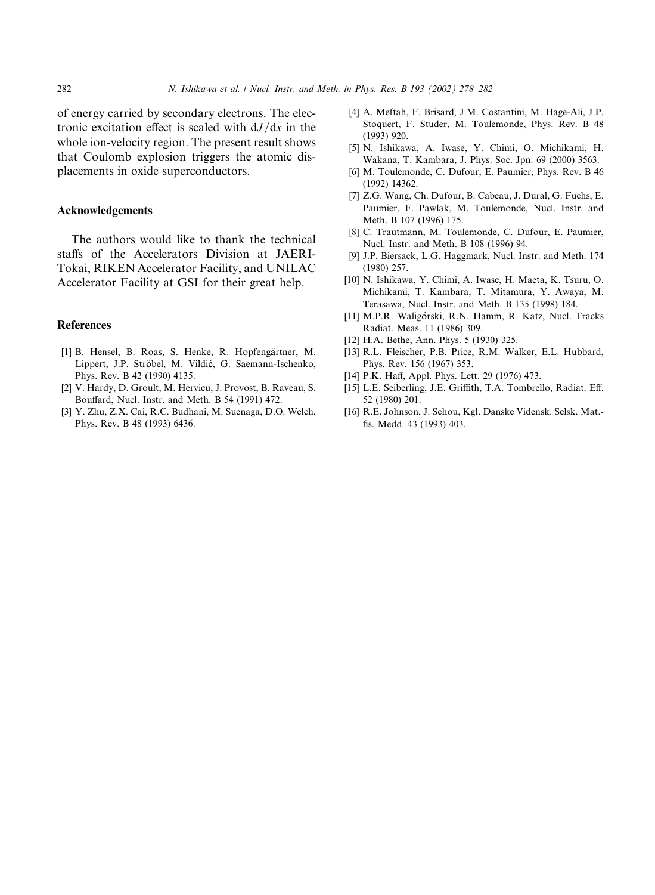of energy carried by secondary electrons. The electronic excitation effect is scaled with $dJ/dx$ in the whole ion-velocity region. The present result shows that Coulomb explosion triggers the atomic displacements in oxide superconductors.

## Acknowledgements

The authors would like to thank the technical staffs of the Accelerators Division at JAERI-Tokai, RIKEN Accelerator Facility, and UNILAC Accelerator Facility at GSI for their great help.

## References

[1] B. Hensel, B. Roas, S. Henke, R. Hopfengärtner, M. Lippert, J.P. Ströbel, M. Vildić, G. Saemann-Ischenko, Phys. Rev. B 42 (1990) 4135.

[2] V. Hardy, D. Groult, M. Hervieu, J. Provost, B. Raveau, S. Bouffard, Nucl. Instr. and Meth. B 54 (1991) 472.

[3] Y. Zhu, Z.X. Cai, R.C. Budhani, M. Suenaga, D.O. Welch, Phys. Rev. B 48 (1993) 6436.

[4] A. Meftah, F. Brisard, J.M. Costantini, M. Hage-Ali, J.P. Stoquert, F. Studer, M. Toulemonde, Phys. Rev. B 48 (1993) 920.

[5] N. Ishikawa, A. Iwase, Y. Chimi, O. Michikami, H. Wakana, T. Kambara, J. Phys. Soc. Jpn. 69 (2000) 3563.

[6] M. Toulemonde, C. Dufour, E. Paumier, Phys. Rev. B 46 (1992) 14362.

[7] Z.G. Wang, Ch. Dufour, B. Cabeau, J. Dural, G. Fuchs, E. Paumier, F. Pawlak, M. Toulemonde, Nucl. Instr. and Meth. B 107 (1996) 175.

[8] C. Trautmann, M. Toulemonde, C. Dufour, E. Paumier, Nucl. Instr. and Meth. B 108 (1996) 94.

[9] J.P. Biersack, L.G. Haggmark, Nucl. Instr. and Meth. 174 (1980) 257.

[10] N. Ishikawa, Y. Chimi, A. Iwase, H. Maeta, K. Tsuru, O. Michikami, T. Kambara, T. Mitamura, Y. Awaya, M. Terasawa, Nucl. Instr. and Meth. B 135 (1998) 184.

[11] M.P.R. Waligórski, R.N. Hamm, R. Katz, Nucl. Tracks Radiat. Meas. 11 (1986) 309.

[12] H.A. Bethe, Ann. Phys. 5 (1930) 325.

[13] R.L. Fleischer, P.B. Price, R.M. Walker, E.L. Hubbard, Phys. Rev. 156 (1967) 353.

[14] P.K. Haff, Appl. Phys. Lett. 29 (1976) 473.

[15] L.E. Seiberling, J.E. Griffith, T.A. Tombrello, Radiat. Eff. 52 (1980) 201.

[16] R.E. Johnson, J. Schou, Kgl. Danske Vidensk. Selsk. Mat.-fis. Medd. 43 (1993) 403.